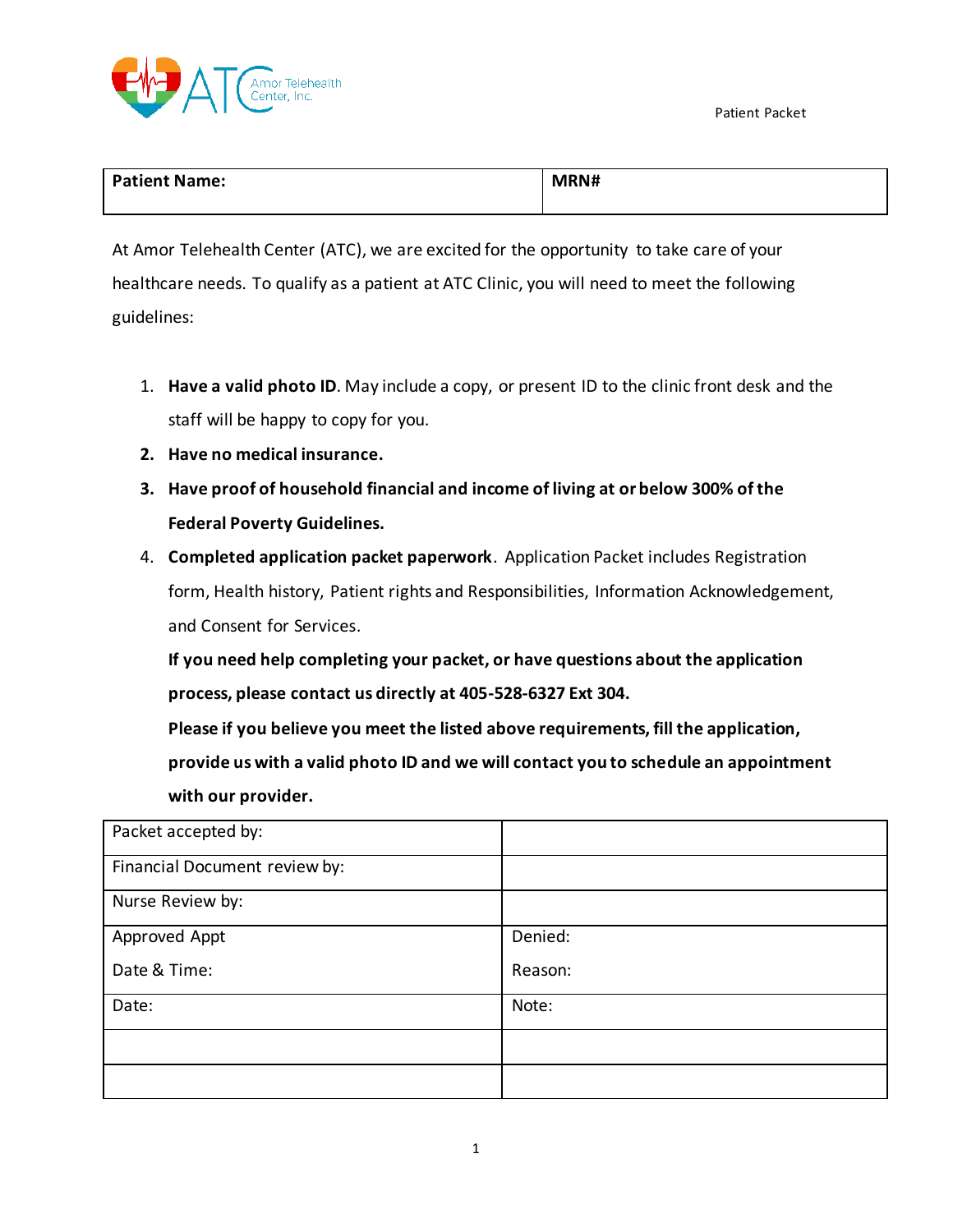Amor Telehealth Center, Inc.

Patient Packet

| Patient Name: | MRN# |
|---|---|

At Amor Telehealth Center (ATC), we are excited for the opportunity to take care of your healthcare needs. To qualify as a patient at ATC Clinic, you will need to meet the following guidelines:

1. **Have a valid photo ID**. May include a copy, or present ID to the clinic front desk and the staff will be happy to copy for you.
2. **Have no medical insurance.**
3. **Have proof of household financial and income of living at or below 300% of the Federal Poverty Guidelines.**
4. **Completed application packet paperwork**. Application Packet includes Registration form, Health history, Patient rights and Responsibilities, Information Acknowledgement, and Consent for Services.

   **If you need help completing your packet, or have questions about the application process, please contact us directly at 405-528-6327 Ext 304.**

   **Please if you believe you meet the listed above requirements, fill the application, provide us with a valid photo ID and we will contact you to schedule an appointment with our provider.**

| Packet accepted by: | |
|---|---|
| Financial Document review by: | |
| Nurse Review by: | |
| Approved Appt<br>Date & Time: | Denied:<br>Reason: |
| Date: | Note: |
| | |
| | |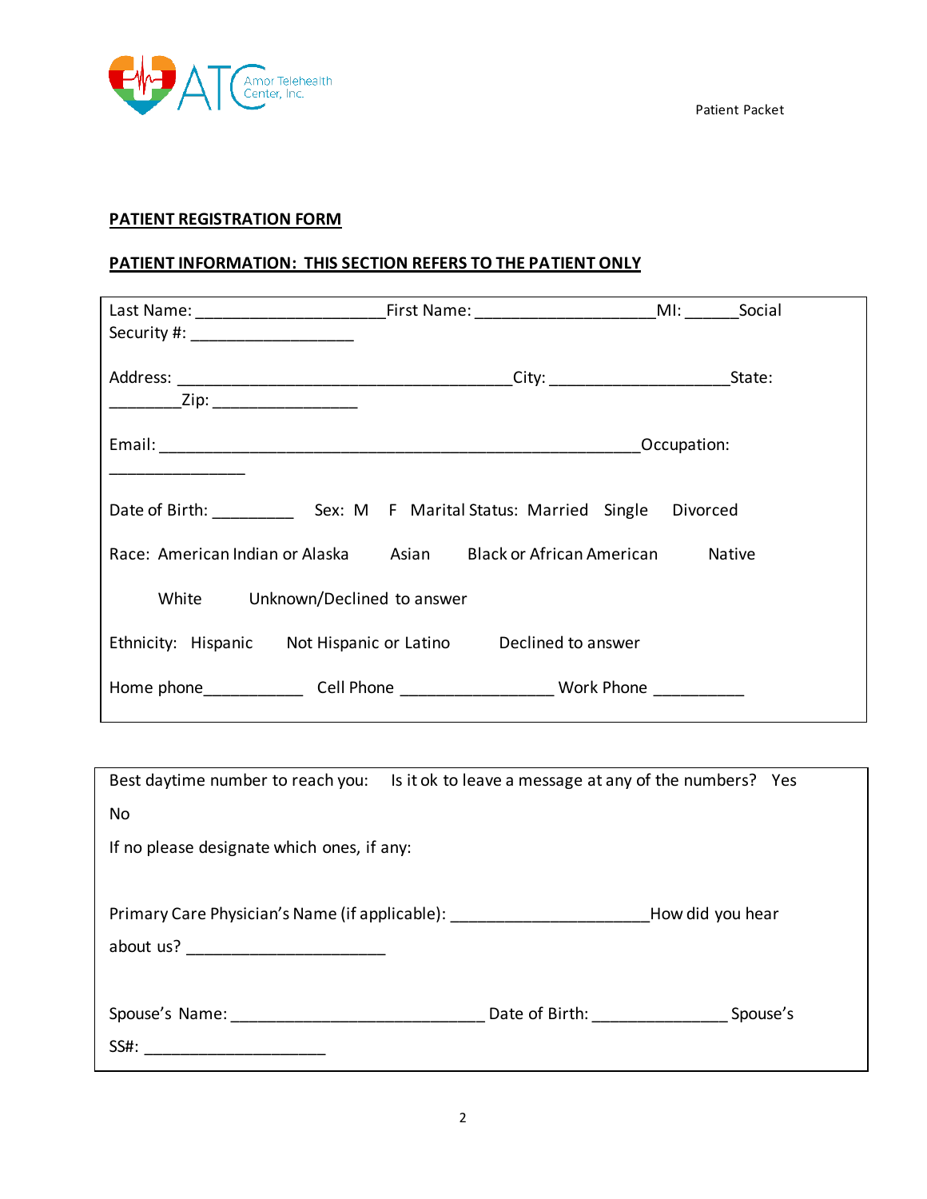## PATIENT REGISTRATION FORM

## PATIENT INFORMATION: THIS SECTION REFERS TO THE PATIENT ONLY

Last Name: ____________________First Name: ___________________MI: _____Social Security #: _________________

Address: ___________________________________City: __________________State: _______Zip: _______________

Email: ___________________________________________________Occupation: ______________

Date of Birth: ________ Sex: M F Marital Status: Married Single Divorced

Race: American Indian or Alaska Asian Black or African American Native

White Unknown/Declined to answer

Ethnicity: Hispanic Not Hispanic or Latino Declined to answer

Home phone__________ Cell Phone ________________ Work Phone _________

Best daytime number to reach you: Is it ok to leave a message at any of the numbers? Yes No

If no please designate which ones, if any:

Primary Care Physician's Name (if applicable): _____________________How did you hear about us? _____________________

Spouse's Name: ___________________________ Date of Birth: _____________ Spouse's SS#: ___________________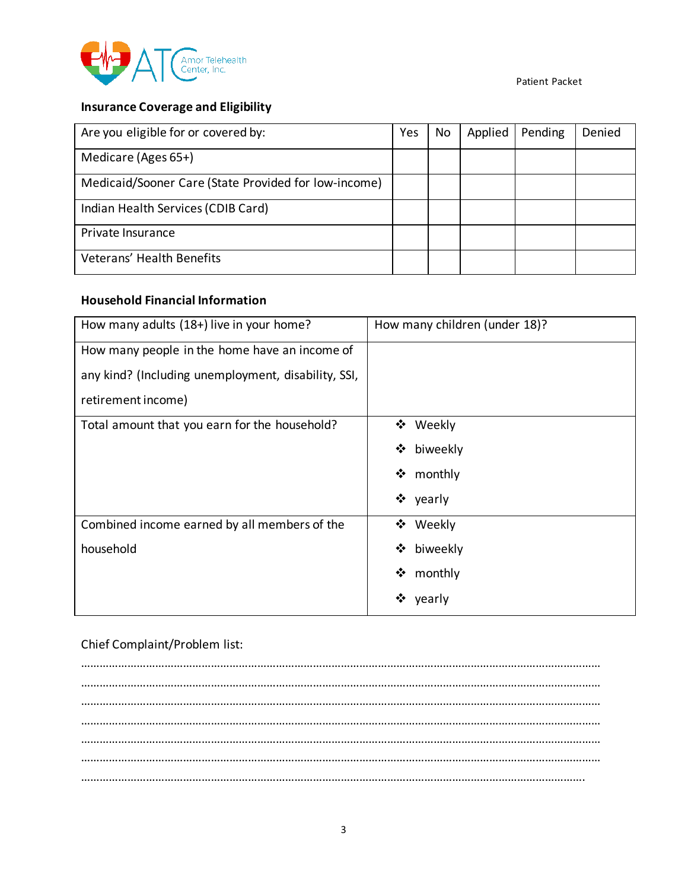## Insurance Coverage and Eligibility

| Are you eligible for or covered by: | Yes | No | Applied | Pending | Denied |
|---|---|---|---|---|---|
| Medicare (Ages 65+) | | | | | |
| Medicaid/Sooner Care (State Provided for low-income) | | | | | |
| Indian Health Services (CDIB Card) | | | | | |
| Private Insurance | | | | | |
| Veterans' Health Benefits | | | | | |

## Household Financial Information

| How many adults (18+) live in your home? | How many children (under 18)? |
|---|---|
| How many people in the home have an income of any kind? (Including unemployment, disability, SSI, retirement income) | |
| Total amount that you earn for the household? | ❖ Weekly<br>❖ biweekly<br>❖ monthly<br>❖ yearly |
| Combined income earned by all members of the household | ❖ Weekly<br>❖ biweekly<br>❖ monthly<br>❖ yearly |

Chief Complaint/Problem list:

……………………………………………………………………………………………………………………………………………

……………………………………………………………………………………………………………………………………………

……………………………………………………………………………………………………………………………………………

……………………………………………………………………………………………………………………………………………

……………………………………………………………………………………………………………………………………………

……………………………………………………………………………………………………………………………………………

…………………………………………………………………………………………………………………………………………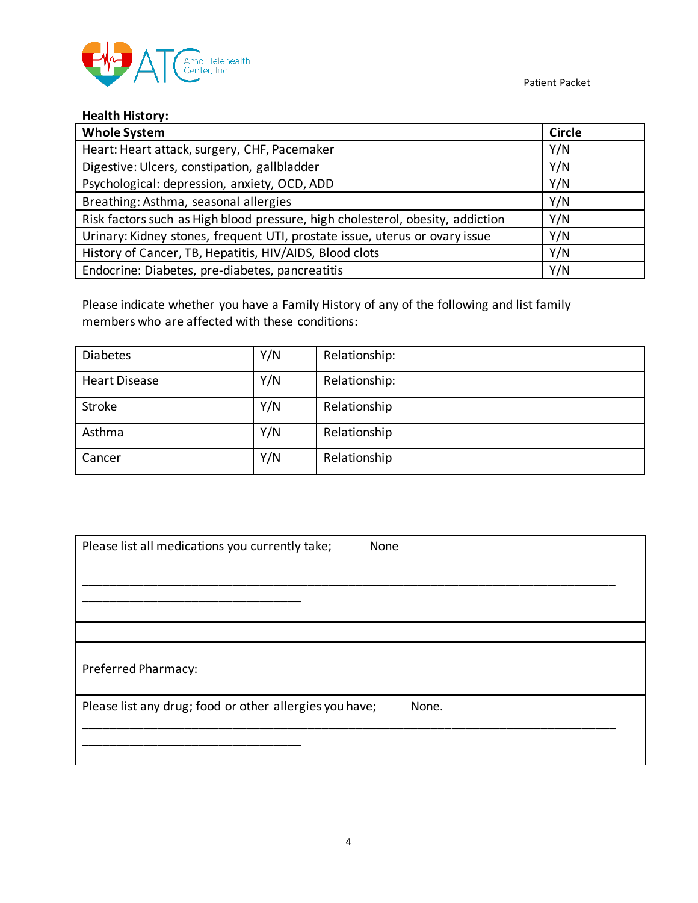**Health History:**

| Whole System | Circle |
|---|---|
| Heart: Heart attack, surgery, CHF, Pacemaker | Y/N |
| Digestive: Ulcers, constipation, gallbladder | Y/N |
| Psychological: depression, anxiety, OCD, ADD | Y/N |
| Breathing: Asthma, seasonal allergies | Y/N |
| Risk factors such as High blood pressure, high cholesterol, obesity, addiction | Y/N |
| Urinary: Kidney stones, frequent UTI, prostate issue, uterus or ovary issue | Y/N |
| History of Cancer, TB, Hepatitis, HIV/AIDS, Blood clots | Y/N |
| Endocrine: Diabetes, pre-diabetes, pancreatitis | Y/N |

Please indicate whether you have a Family History of any of the following and list family members who are affected with these conditions:

| | | |
|---|---|---|
| Diabetes | Y/N | Relationship: |
| Heart Disease | Y/N | Relationship: |
| Stroke | Y/N | Relationship |
| Asthma | Y/N | Relationship |
| Cancer | Y/N | Relationship |

Please list all medications you currently take; None

_______________________________________________________________________________
________________________________

Preferred Pharmacy:

Please list any drug; food or other allergies you have; None.

_______________________________________________________________________________
________________________________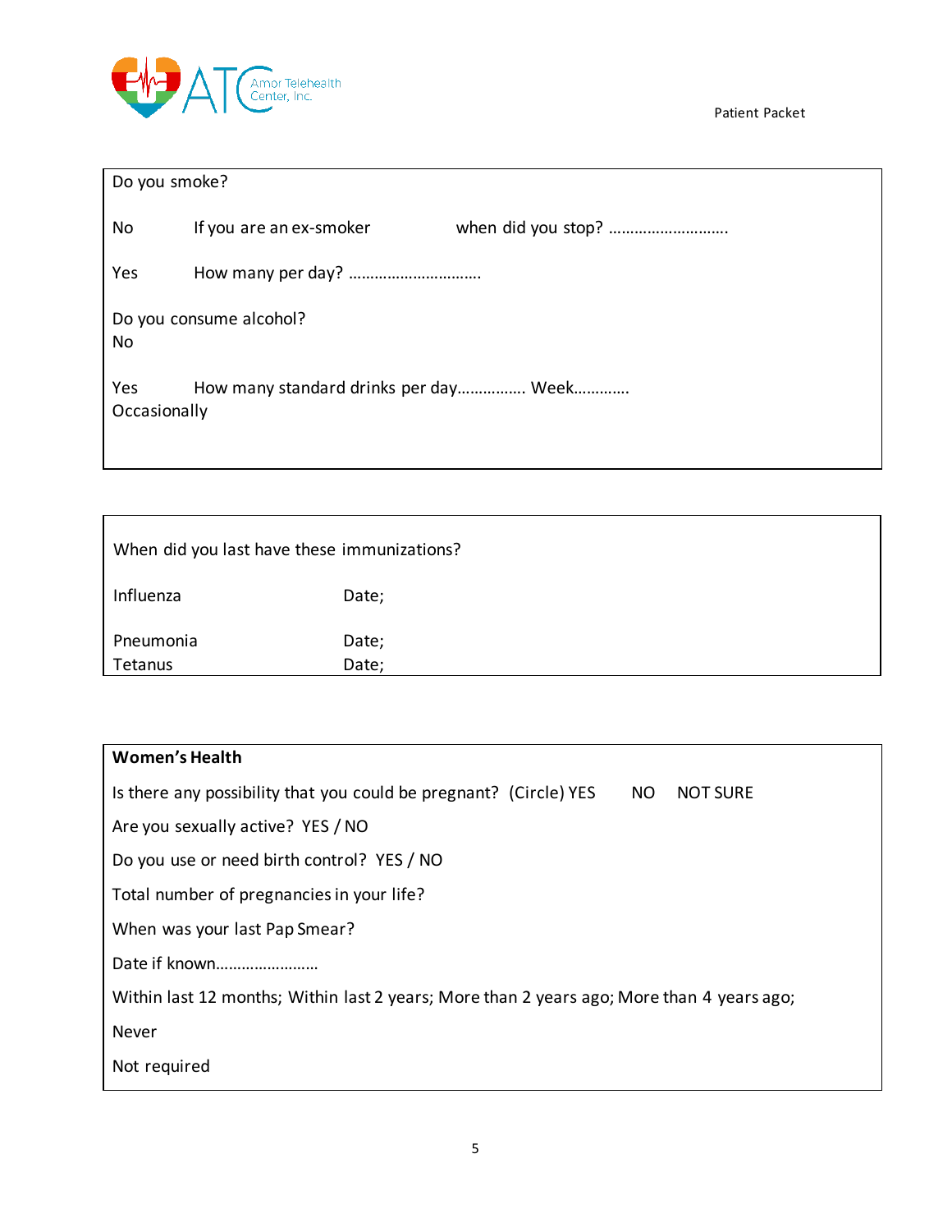Do you smoke?

No If you are an ex-smoker when did you stop? ……………………….

Yes How many per day? …………………………

Do you consume alcohol?
No

Yes How many standard drinks per day……………. Week…………
Occasionally

---

When did you last have these immunizations?

Influenza Date;

Pneumonia Date;
Tetanus Date;

---

**Women's Health**

Is there any possibility that you could be pregnant? (Circle) YES NO NOT SURE

Are you sexually active? YES / NO

Do you use or need birth control? YES / NO

Total number of pregnancies in your life?

When was your last Pap Smear?

Date if known……………………

Within last 12 months; Within last 2 years; More than 2 years ago; More than 4 years ago;

Never

Not required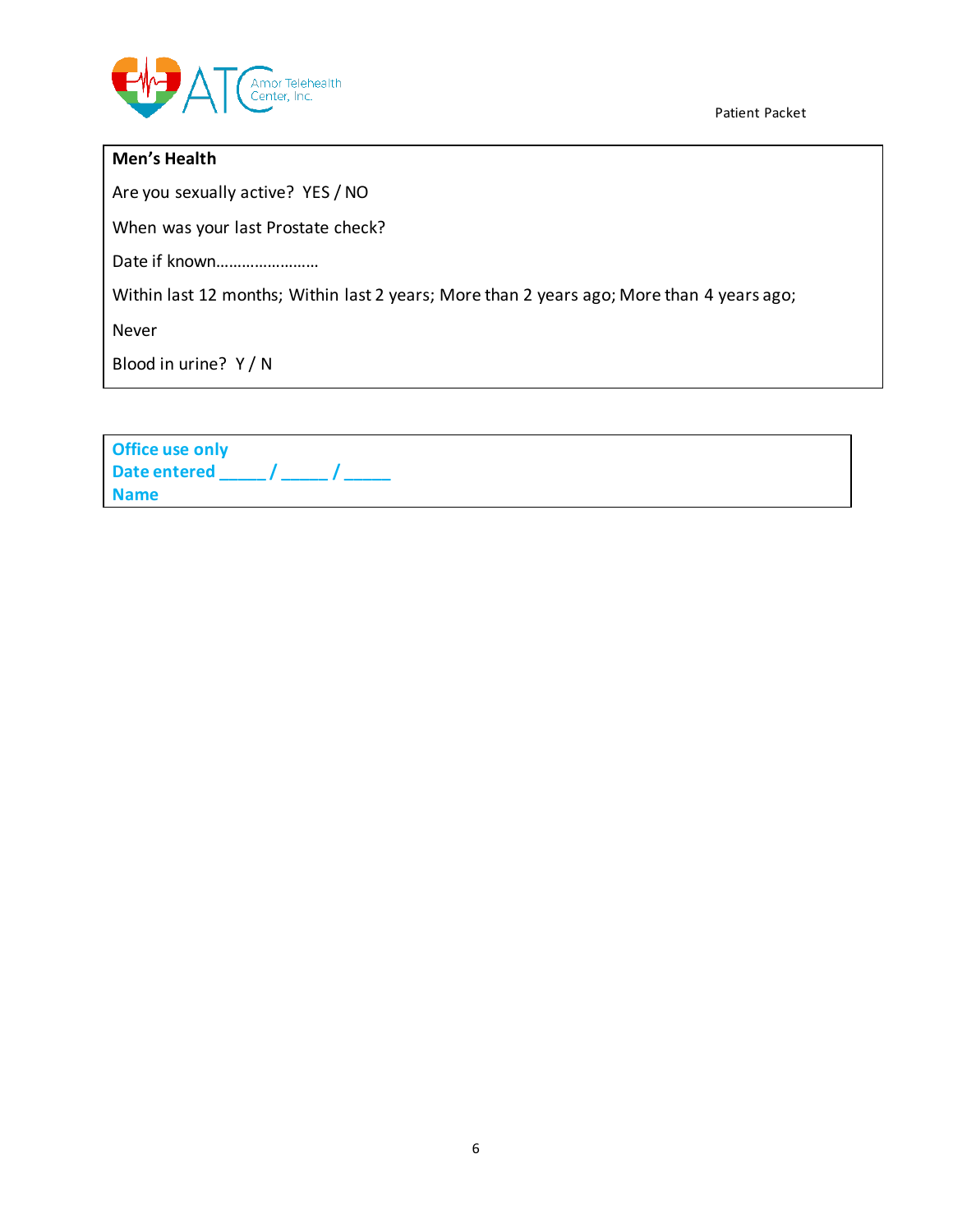**Men's Health**

Are you sexually active?  YES / NO

When was your last Prostate check?

Date if known……………………

Within last 12 months; Within last 2 years; More than 2 years ago; More than 4 years ago;

Never

Blood in urine?  Y / N

**Office use only**
**Date entered _____ / _____ / _____**
**Name**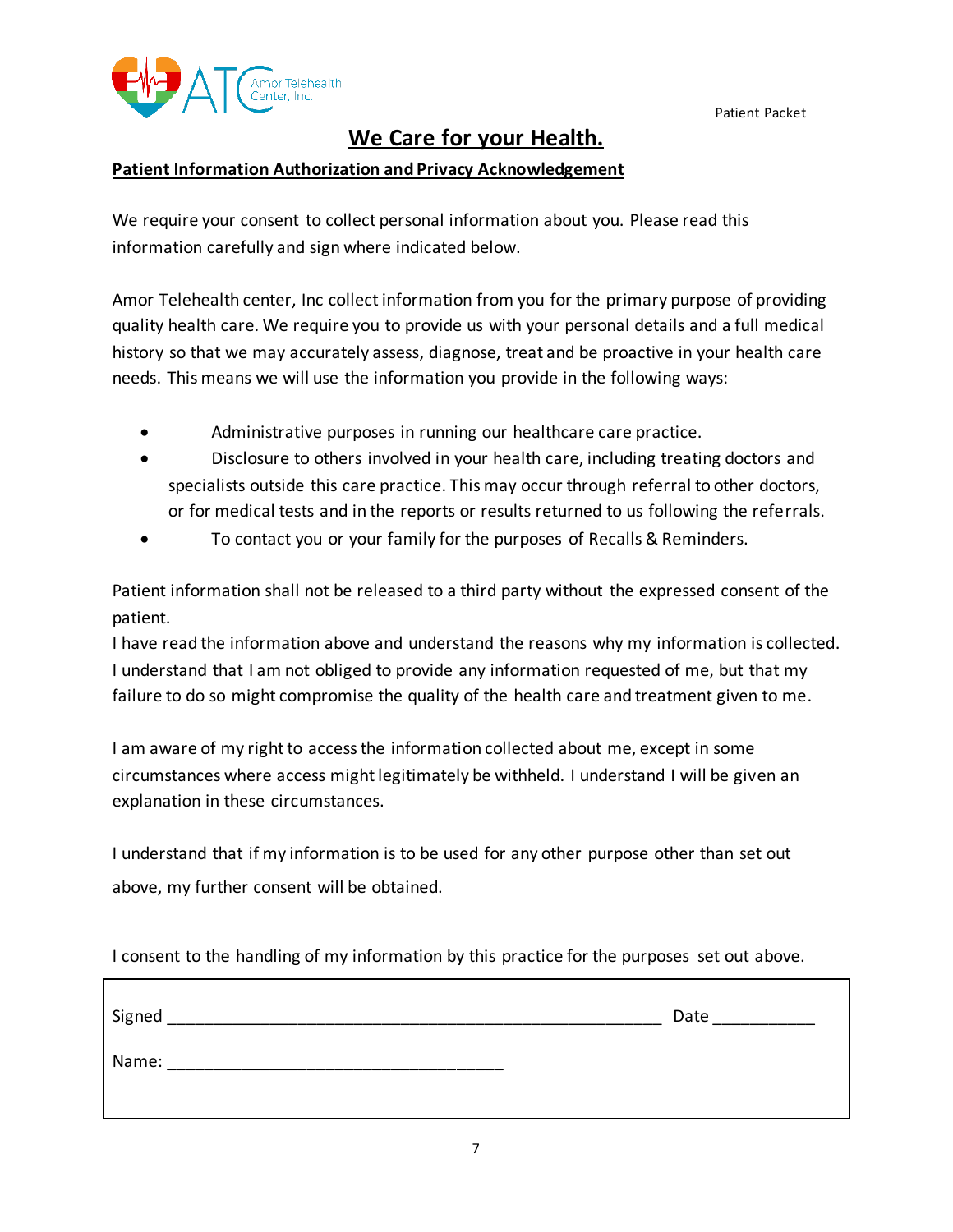Patient Packet

# We Care for your Health.

**Patient Information Authorization and Privacy Acknowledgement**

We require your consent to collect personal information about you. Please read this information carefully and sign where indicated below.

Amor Telehealth center, Inc collect information from you for the primary purpose of providing quality health care. We require you to provide us with your personal details and a full medical history so that we may accurately assess, diagnose, treat and be proactive in your health care needs. This means we will use the information you provide in the following ways:

- Administrative purposes in running our healthcare care practice.
- Disclosure to others involved in your health care, including treating doctors and specialists outside this care practice. This may occur through referral to other doctors, or for medical tests and in the reports or results returned to us following the referrals.
- To contact you or your family for the purposes of Recalls & Reminders.

Patient information shall not be released to a third party without the expressed consent of the patient.

I have read the information above and understand the reasons why my information is collected. I understand that I am not obliged to provide any information requested of me, but that my failure to do so might compromise the quality of the health care and treatment given to me.

I am aware of my right to access the information collected about me, except in some circumstances where access might legitimately be withheld. I understand I will be given an explanation in these circumstances.

I understand that if my information is to be used for any other purpose other than set out above, my further consent will be obtained.

I consent to the handling of my information by this practice for the purposes set out above.

Signed ______________________________________________________ Date ___________

Name: _____________________________________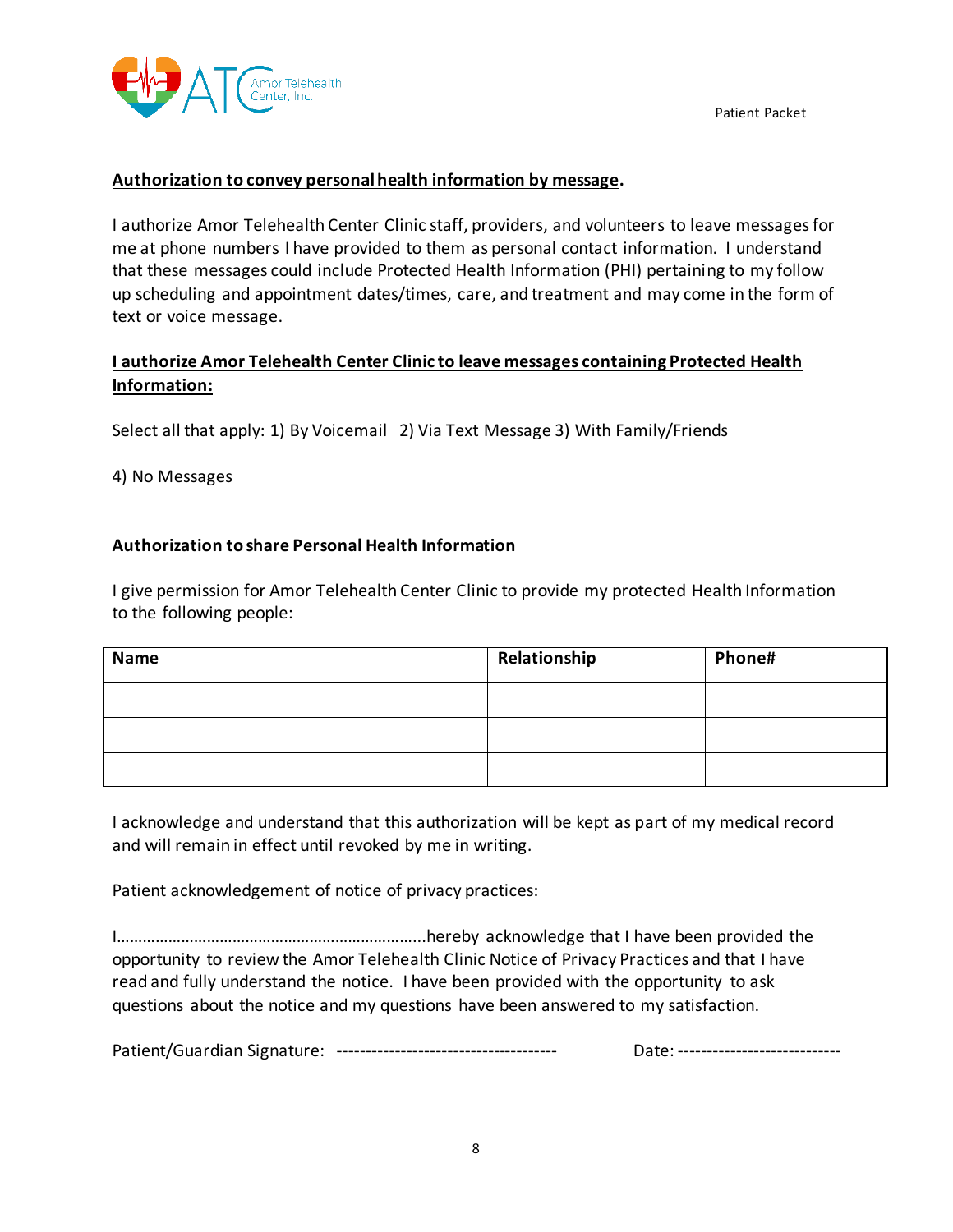**Authorization to convey personal health information by message.**

I authorize Amor Telehealth Center Clinic staff, providers, and volunteers to leave messages for me at phone numbers I have provided to them as personal contact information. I understand that these messages could include Protected Health Information (PHI) pertaining to my follow up scheduling and appointment dates/times, care, and treatment and may come in the form of text or voice message.

**I authorize Amor Telehealth Center Clinic to leave messages containing Protected Health Information:**

Select all that apply: 1) By Voicemail 2) Via Text Message 3) With Family/Friends

4) No Messages

**Authorization to share Personal Health Information**

I give permission for Amor Telehealth Center Clinic to provide my protected Health Information to the following people:

| Name | Relationship | Phone# |
|---|---|---|
| | | |
| | | |
| | | |

I acknowledge and understand that this authorization will be kept as part of my medical record and will remain in effect until revoked by me in writing.

Patient acknowledgement of notice of privacy practices:

I……………………………………………………………..hereby acknowledge that I have been provided the opportunity to review the Amor Telehealth Clinic Notice of Privacy Practices and that I have read and fully understand the notice. I have been provided with the opportunity to ask questions about the notice and my questions have been answered to my satisfaction.

Patient/Guardian Signature: -------------------------------------- Date: ---------------------------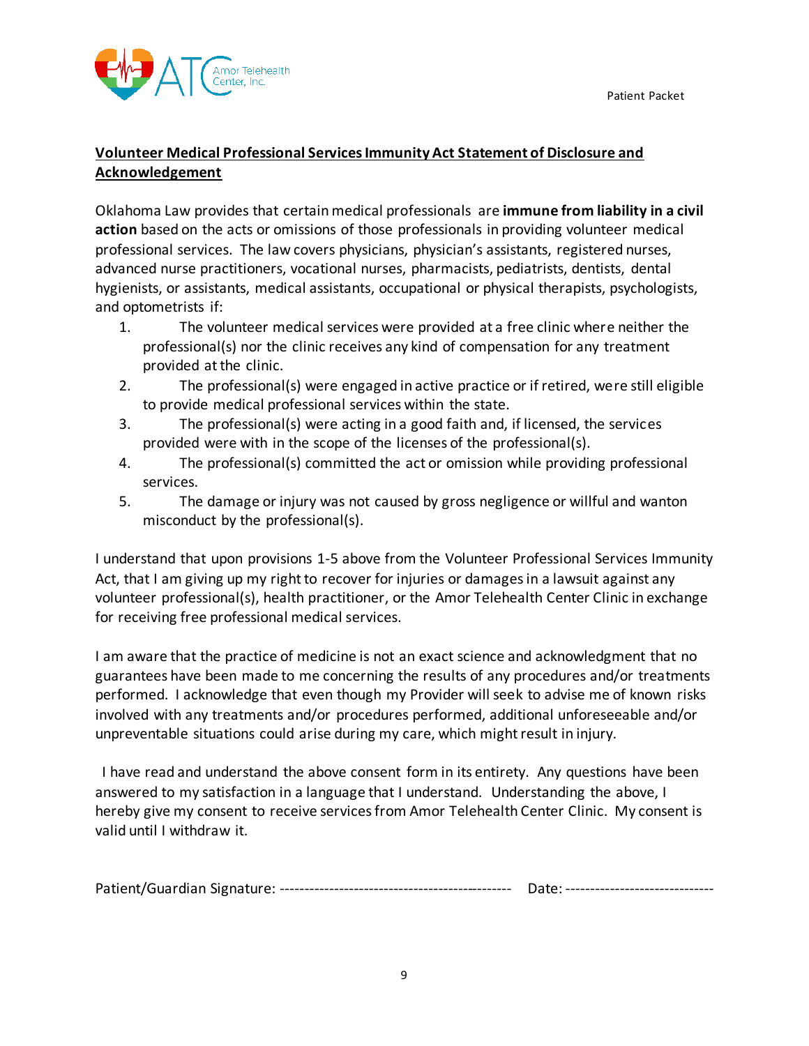## Volunteer Medical Professional Services Immunity Act Statement of Disclosure and Acknowledgement

Oklahoma Law provides that certain medical professionals are **immune from liability in a civil action** based on the acts or omissions of those professionals in providing volunteer medical professional services. The law covers physicians, physician's assistants, registered nurses, advanced nurse practitioners, vocational nurses, pharmacists, pediatrists, dentists, dental hygienists, or assistants, medical assistants, occupational or physical therapists, psychologists, and optometrists if:

1. The volunteer medical services were provided at a free clinic where neither the professional(s) nor the clinic receives any kind of compensation for any treatment provided at the clinic.
2. The professional(s) were engaged in active practice or if retired, were still eligible to provide medical professional services within the state.
3. The professional(s) were acting in a good faith and, if licensed, the services provided were with in the scope of the licenses of the professional(s).
4. The professional(s) committed the act or omission while providing professional services.
5. The damage or injury was not caused by gross negligence or willful and wanton misconduct by the professional(s).

I understand that upon provisions 1-5 above from the Volunteer Professional Services Immunity Act, that I am giving up my right to recover for injuries or damages in a lawsuit against any volunteer professional(s), health practitioner, or the Amor Telehealth Center Clinic in exchange for receiving free professional medical services.

I am aware that the practice of medicine is not an exact science and acknowledgment that no guarantees have been made to me concerning the results of any procedures and/or treatments performed. I acknowledge that even though my Provider will seek to advise me of known risks involved with any treatments and/or procedures performed, additional unforeseeable and/or unpreventable situations could arise during my care, which might result in injury.

I have read and understand the above consent form in its entirety. Any questions have been answered to my satisfaction in a language that I understand. Understanding the above, I hereby give my consent to receive services from Amor Telehealth Center Clinic. My consent is valid until I withdraw it.

Patient/Guardian Signature: ---------------------------------------------- Date: -----------------------------